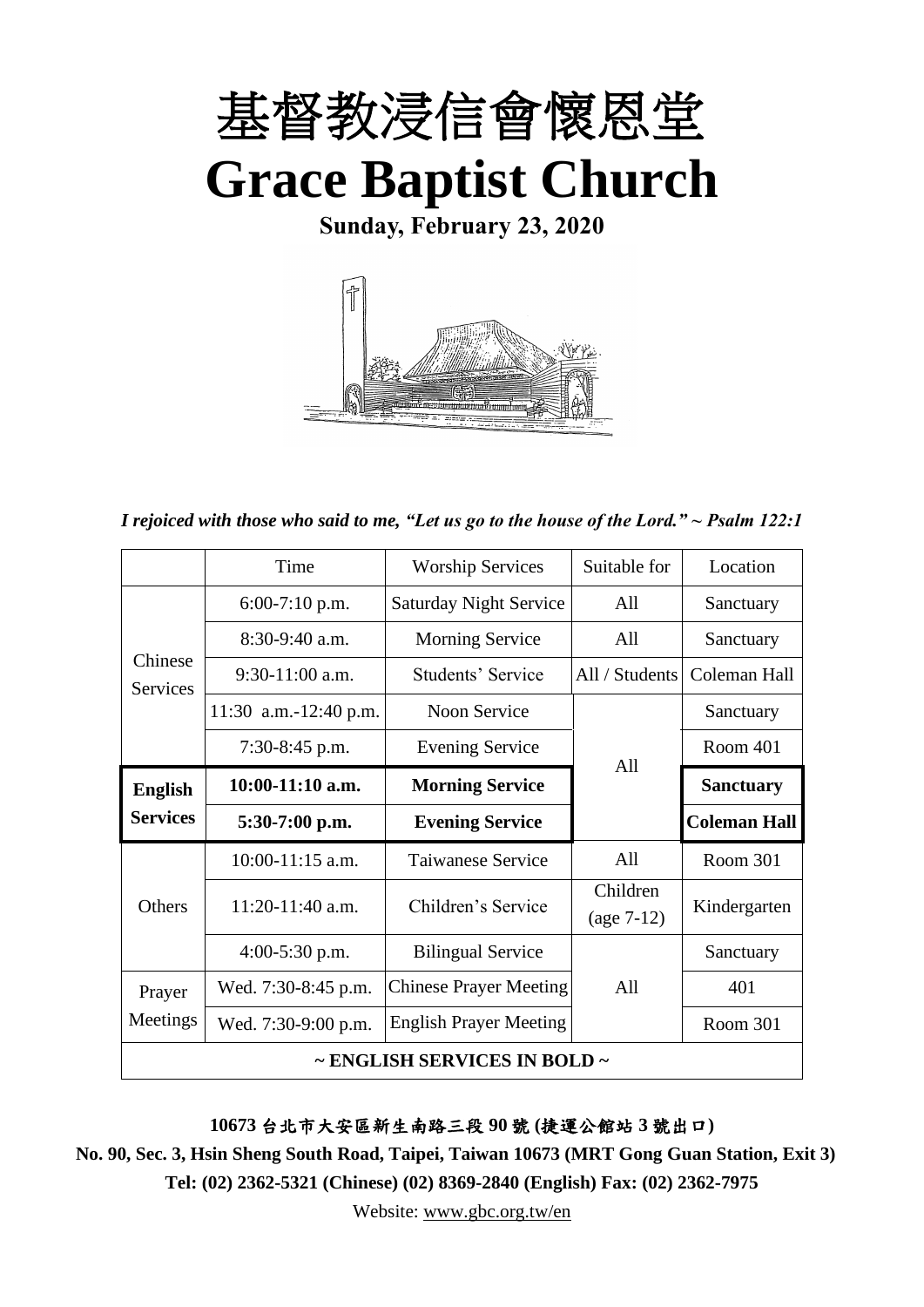# 基督教浸信會懷恩堂

# Grace Baptist Church

**Sunday, February 23, 2020**

*I rejoiced with those who said to me, "Let us go to the house of the Lord." ~ Psalm 122:1*

| | Time | Worship Services | Suitable for | Location |
|---|---|---|---|---|
| Chinese Services | 6:00-7:10 p.m. | Saturday Night Service | All | Sanctuary |
| | 8:30-9:40 a.m. | Morning Service | All | Sanctuary |
| | 9:30-11:00 a.m. | Students' Service | All / Students | Coleman Hall |
| | 11:30 a.m.-12:40 p.m. | Noon Service | All | Sanctuary |
| | 7:30-8:45 p.m. | Evening Service | | Room 401 |
| **English Services** | **10:00-11:10 a.m.** | **Morning Service** | | **Sanctuary** |
| | **5:30-7:00 p.m.** | **Evening Service** | | **Coleman Hall** |
| Others | 10:00-11:15 a.m. | Taiwanese Service | All | Room 301 |
| | 11:20-11:40 a.m. | Children's Service | Children (age 7-12) | Kindergarten |
| | 4:00-5:30 p.m. | Bilingual Service | All | Sanctuary |
| Prayer Meetings | Wed. 7:30-8:45 p.m. | Chinese Prayer Meeting | | 401 |
| | Wed. 7:30-9:00 p.m. | English Prayer Meeting | | Room 301 |
| ~ ENGLISH SERVICES IN BOLD ~ | | | | |

**10673 台北市大安區新生南路三段 90 號 (捷運公館站 3 號出口)**

**No. 90, Sec. 3, Hsin Sheng South Road, Taipei, Taiwan 10673 (MRT Gong Guan Station, Exit 3)**

**Tel: (02) 2362-5321 (Chinese) (02) 8369-2840 (English) Fax: (02) 2362-7975**

Website: www.gbc.org.tw/en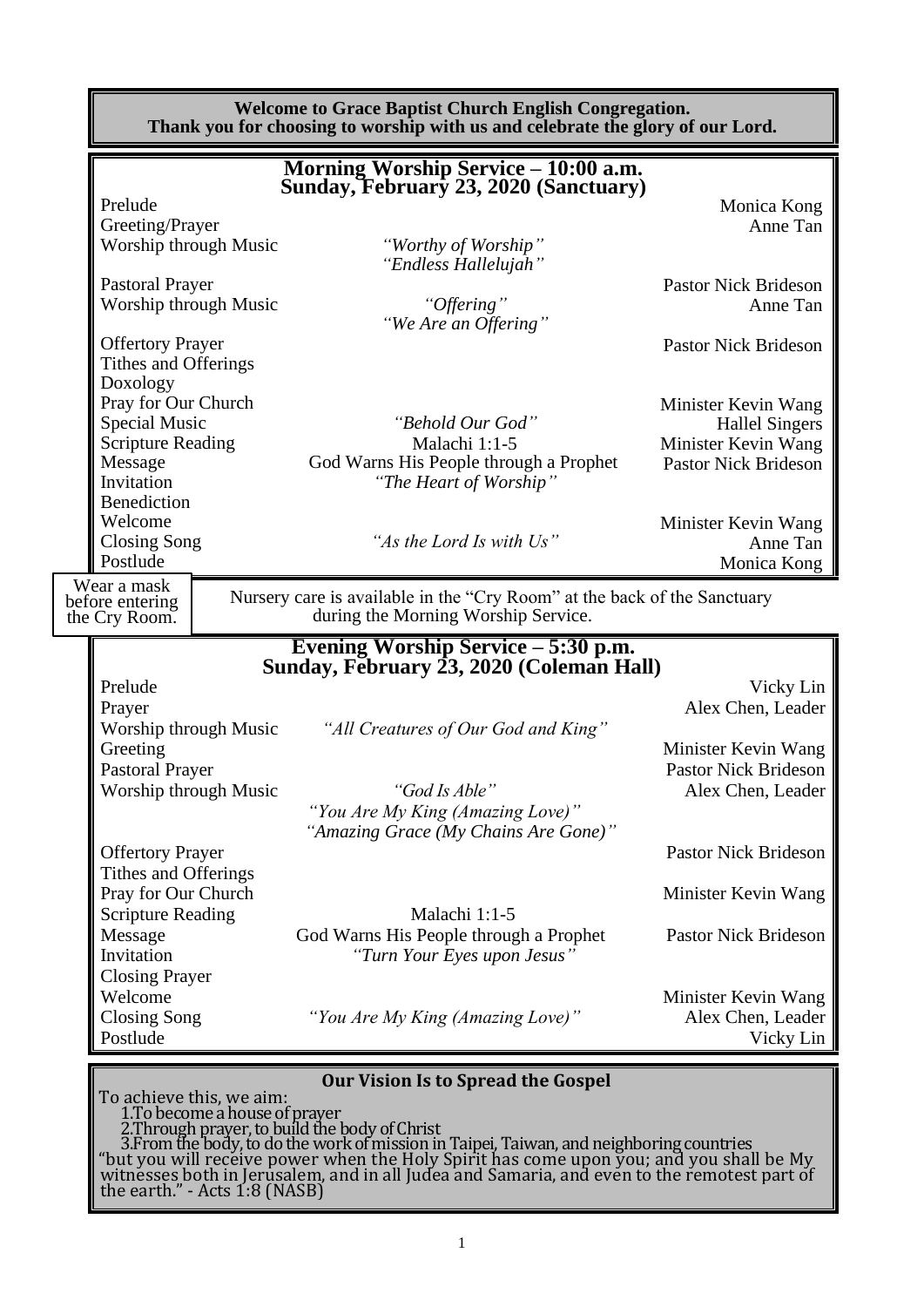**Welcome to Grace Baptist Church English Congregation.**
**Thank you for choosing to worship with us and celebrate the glory of our Lord.**

## Morning Worship Service – 10:00 a.m.
## Sunday, February 23, 2020 (Sanctuary)

| | | |
|---|---|---|
| Prelude | | Monica Kong |
| Greeting/Prayer | | Anne Tan |
| Worship through Music | *"Worthy of Worship"* *"Endless Hallelujah"* | |
| Pastoral Prayer | | Pastor Nick Brideson |
| Worship through Music | *"Offering"* *"We Are an Offering"* | Anne Tan |
| Offertory Prayer | | Pastor Nick Brideson |
| Tithes and Offerings | | |
| Doxology | | |
| Pray for Our Church | | Minister Kevin Wang |
| Special Music | *"Behold Our God"* | Hallel Singers |
| Scripture Reading | Malachi 1:1-5 | Minister Kevin Wang |
| Message | God Warns His People through a Prophet | Pastor Nick Brideson |
| Invitation | *"The Heart of Worship"* | |
| Benediction | | |
| Welcome | | Minister Kevin Wang |
| Closing Song | *"As the Lord Is with Us"* | Anne Tan |
| Postlude | | Monica Kong |

Wear a mask before entering the Cry Room.

Nursery care is available in the "Cry Room" at the back of the Sanctuary during the Morning Worship Service.

## Evening Worship Service – 5:30 p.m.
## Sunday, February 23, 2020 (Coleman Hall)

| | | |
|---|---|---|
| Prelude | | Vicky Lin |
| Prayer | | Alex Chen, Leader |
| Worship through Music | *"All Creatures of Our God and King"* | |
| Greeting | | Minister Kevin Wang |
| Pastoral Prayer | | Pastor Nick Brideson |
| Worship through Music | *"God Is Able"* *"You Are My King (Amazing Love)"* *"Amazing Grace (My Chains Are Gone)"* | Alex Chen, Leader |
| Offertory Prayer | | Pastor Nick Brideson |
| Tithes and Offerings | | |
| Pray for Our Church | | Minister Kevin Wang |
| Scripture Reading | Malachi 1:1-5 | |
| Message | God Warns His People through a Prophet | Pastor Nick Brideson |
| Invitation | *"Turn Your Eyes upon Jesus"* | |
| Closing Prayer | | |
| Welcome | | Minister Kevin Wang |
| Closing Song | *"You Are My King (Amazing Love)"* | Alex Chen, Leader |
| Postlude | | Vicky Lin |

### Our Vision Is to Spread the Gospel

To achieve this, we aim:

1. To become a house of prayer
2. Through prayer, to build the body of Christ
3. From the body, to do the work of mission in Taipei, Taiwan, and neighboring countries

"but you will receive power when the Holy Spirit has come upon you; and you shall be My witnesses both in Jerusalem, and in all Judea and Samaria, and even to the remotest part of the earth." - Acts 1:8 (NASB)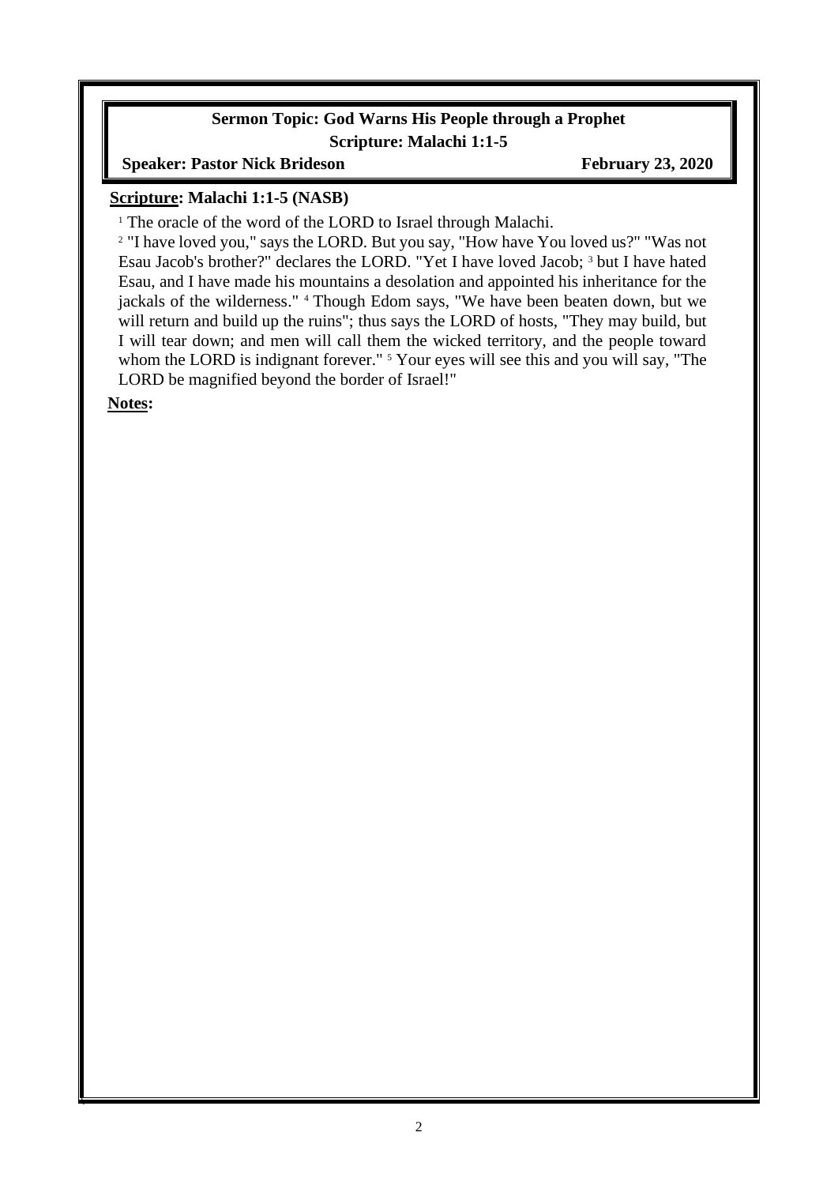**Sermon Topic: God Warns His People through a Prophet**

**Scripture: Malachi 1:1-5**

**Speaker: Pastor Nick Brideson** **February 23, 2020**

**Scripture: Malachi 1:1-5 (NASB)**

[1] The oracle of the word of the LORD to Israel through Malachi.

[2] "I have loved you," says the LORD. But you say, "How have You loved us?" "Was not Esau Jacob's brother?" declares the LORD. "Yet I have loved Jacob; [3] but I have hated Esau, and I have made his mountains a desolation and appointed his inheritance for the jackals of the wilderness." [4] Though Edom says, "We have been beaten down, but we will return and build up the ruins"; thus says the LORD of hosts, "They may build, but I will tear down; and men will call them the wicked territory, and the people toward whom the LORD is indignant forever." [5] Your eyes will see this and you will say, "The LORD be magnified beyond the border of Israel!"

**Notes:**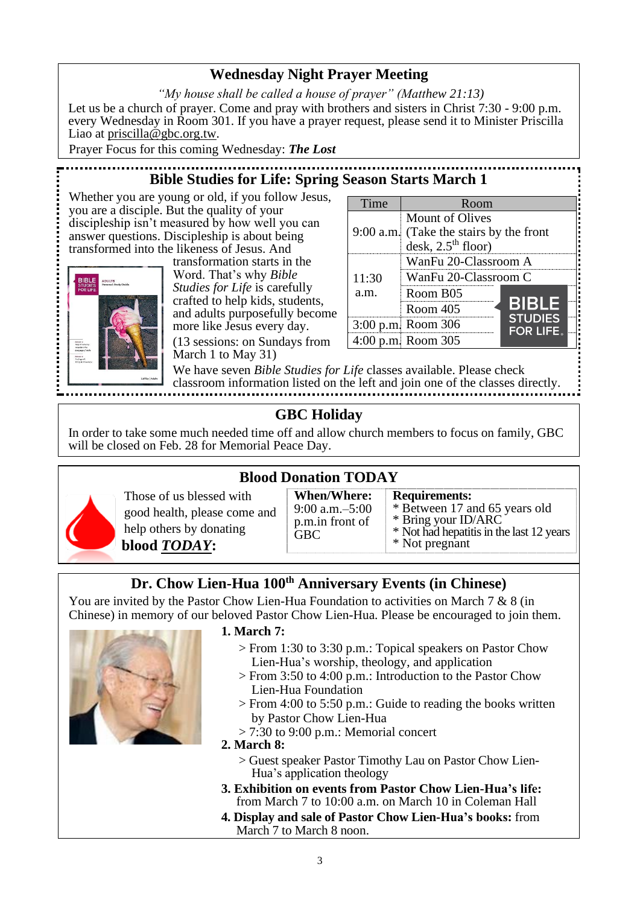## Wednesday Night Prayer Meeting

*"My house shall be called a house of prayer" (Matthew 21:13)*

Let us be a church of prayer. Come and pray with brothers and sisters in Christ 7:30 - 9:00 p.m. every Wednesday in Room 301. If you have a prayer request, please send it to Minister Priscilla Liao at priscilla@gbc.org.tw.

Prayer Focus for this coming Wednesday: ***The Lost***

## Bible Studies for Life: Spring Season Starts March 1

Whether you are young or old, if you follow Jesus, you are a disciple. But the quality of your discipleship isn't measured by how well you can answer questions. Discipleship is about being transformed into the likeness of Jesus. And transformation starts in the Word. That's why *Bible Studies for Life* is carefully crafted to help kids, students, and adults purposefully become more like Jesus every day.

(13 sessions: on Sundays from March 1 to May 31)

| Time | Room |
|---|---|
| 9:00 a.m. | Mount of Olives (Take the stairs by the front desk, 2.5th floor) |
| 11:30 a.m. | WanFu 20-Classroom A |
| | WanFu 20-Classroom C |
| | Room B05 |
| | Room 405 |
| 3:00 p.m. | Room 306 |
| 4:00 p.m. | Room 305 |

We have seven *Bible Studies for Life* classes available. Please check classroom information listed on the left and join one of the classes directly.

## GBC Holiday

In order to take some much needed time off and allow church members to focus on family, GBC will be closed on Feb. 28 for Memorial Peace Day.

## Blood Donation TODAY

Those of us blessed with good health, please come and help others by donating **blood *TODAY*:**

| When/Where: | Requirements: |
|---|---|
| 9:00 a.m.–5:00 p.m.in front of GBC | * Between 17 and 65 years old<br>* Bring your ID/ARC<br>* Not had hepatitis in the last 12 years<br>* Not pregnant |

## Dr. Chow Lien-Hua 100th Anniversary Events (in Chinese)

You are invited by the Pastor Chow Lien-Hua Foundation to activities on March 7 & 8 (in Chinese) in memory of our beloved Pastor Chow Lien-Hua. Please be encouraged to join them.

**1. March 7:**

> From 1:30 to 3:30 p.m.: Topical speakers on Pastor Chow Lien-Hua's worship, theology, and application
> From 3:50 to 4:00 p.m.: Introduction to the Pastor Chow Lien-Hua Foundation
> From 4:00 to 5:50 p.m.: Guide to reading the books written by Pastor Chow Lien-Hua
> 7:30 to 9:00 p.m.: Memorial concert

**2. March 8:**

> Guest speaker Pastor Timothy Lau on Pastor Chow Lien-Hua's application theology

**3. Exhibition on events from Pastor Chow Lien-Hua's life:** from March 7 to 10:00 a.m. on March 10 in Coleman Hall

**4. Display and sale of Pastor Chow Lien-Hua's books:** from March 7 to March 8 noon.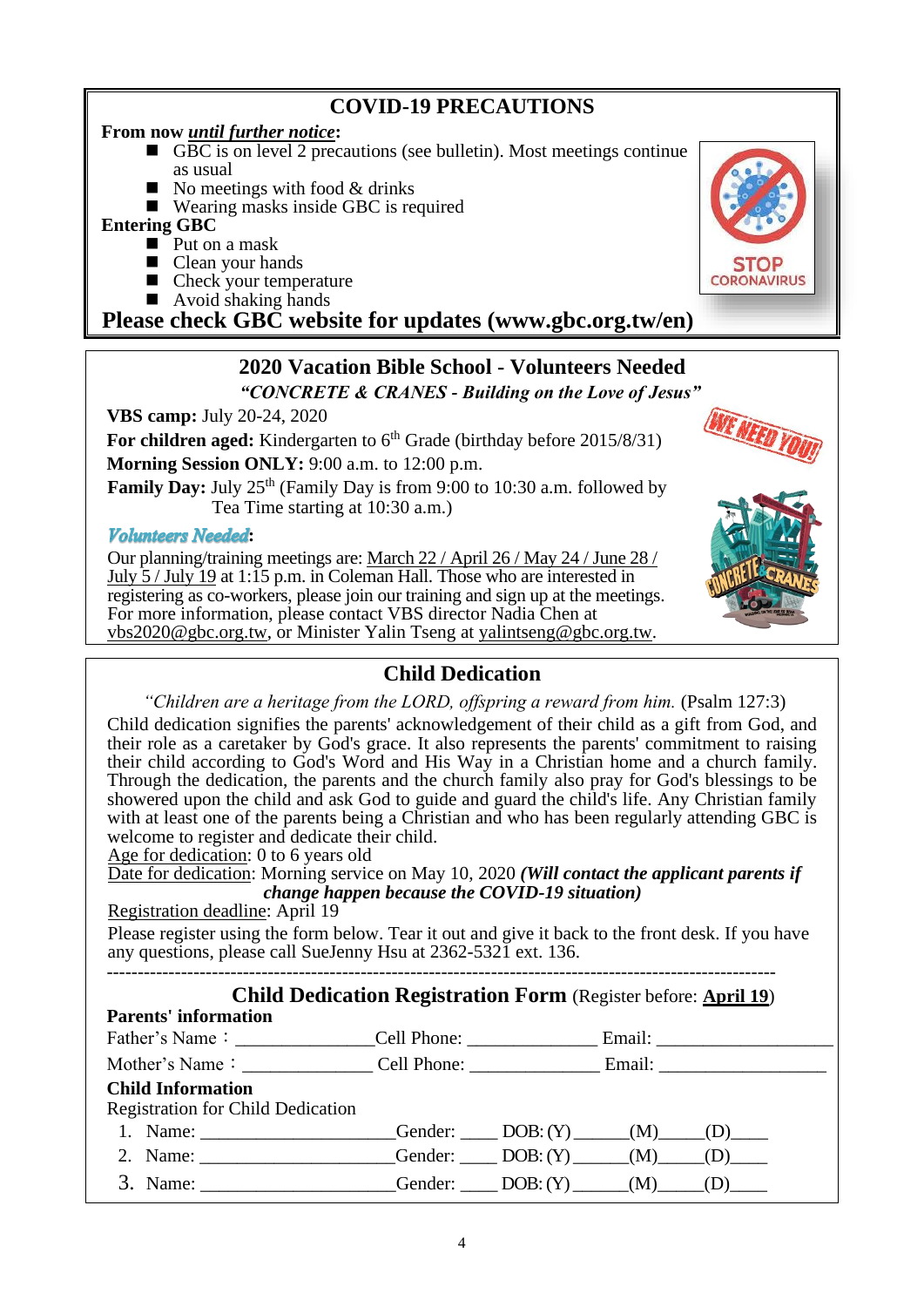## COVID-19 PRECAUTIONS

**From now *until further notice*:**

- GBC is on level 2 precautions (see bulletin). Most meetings continue as usual
- No meetings with food & drinks
- Wearing masks inside GBC is required

**Entering GBC**

- Put on a mask
- Clean your hands
- Check your temperature
- Avoid shaking hands

**Please check GBC website for updates (www.gbc.org.tw/en)**

## 2020 Vacation Bible School - Volunteers Needed

***"CONCRETE & CRANES - Building on the Love of Jesus"***

**VBS camp:** July 20-24, 2020

**For children aged:** Kindergarten to 6th Grade (birthday before 2015/8/31)

**Morning Session ONLY:** 9:00 a.m. to 12:00 p.m.

**Family Day:** July 25th (Family Day is from 9:00 to 10:30 a.m. followed by Tea Time starting at 10:30 a.m.)

***Volunteers Needed*:**

Our planning/training meetings are: March 22 / April 26 / May 24 / June 28 / July 5 / July 19 at 1:15 p.m. in Coleman Hall. Those who are interested in registering as co-workers, please join our training and sign up at the meetings. For more information, please contact VBS director Nadia Chen at vbs2020@gbc.org.tw, or Minister Yalin Tseng at yalintseng@gbc.org.tw.

## Child Dedication

*"Children are a heritage from the LORD, offspring a reward from him.* (Psalm 127:3)

Child dedication signifies the parents' acknowledgement of their child as a gift from God, and their role as a caretaker by God's grace. It also represents the parents' commitment to raising their child according to God's Word and His Way in a Christian home and a church family. Through the dedication, the parents and the church family also pray for God's blessings to be showered upon the child and ask God to guide and guard the child's life. Any Christian family with at least one of the parents being a Christian and who has been regularly attending GBC is welcome to register and dedicate their child.

Age for dedication: 0 to 6 years old

Date for dedication: Morning service on May 10, 2020 ***(Will contact the applicant parents if change happen because the COVID-19 situation)***

Registration deadline: April 19

Please register using the form below. Tear it out and give it back to the front desk. If you have any questions, please call SueJenny Hsu at 2362-5321 ext. 136.

---

### Child Dedication Registration Form (Register before: **April 19**)

**Parents' information**

Father's Name：______________Cell Phone: ______________ Email: __________________

Mother's Name：______________ Cell Phone: ______________ Email: __________________

**Child Information**

Registration for Child Dedication

1. Name: ____________________Gender: ____ DOB: (Y)______(M)_____(D)____
2. Name: ____________________Gender: ____ DOB: (Y)______(M)_____(D)____
3. Name: ____________________Gender: ____ DOB: (Y)______(M)_____(D)____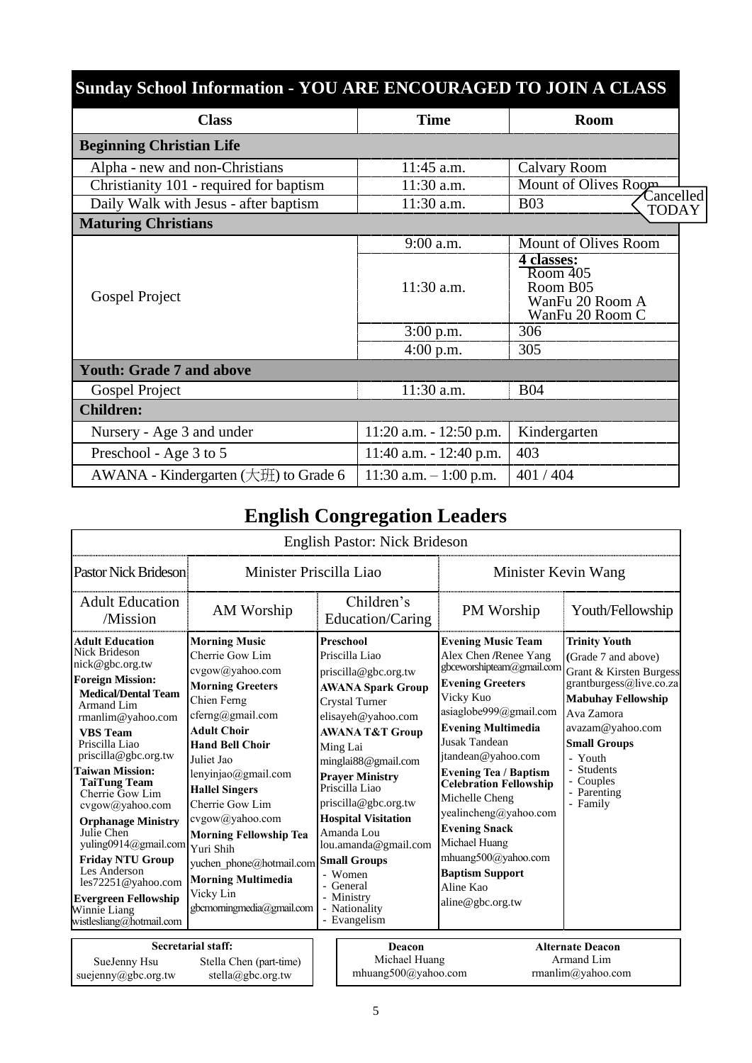## Sunday School Information - YOU ARE ENCOURAGED TO JOIN A CLASS

| Class | Time | Room |
|---|---|---|
| **Beginning Christian Life** | | |
| Alpha - new and non-Christians | 11:45 a.m. | Calvary Room |
| Christianity 101 - required for baptism | 11:30 a.m. | Mount of Olives Room — Cancelled TODAY |
| Daily Walk with Jesus - after baptism | 11:30 a.m. | B03 |
| **Maturing Christians** | | |
| Gospel Project | 9:00 a.m. | Mount of Olives Room |
| | 11:30 a.m. | **4 classes:** Room 405, Room B05, WanFu 20 Room A, WanFu 20 Room C |
| | 3:00 p.m. | 306 |
| | 4:00 p.m. | 305 |
| **Youth: Grade 7 and above** | | |
| Gospel Project | 11:30 a.m. | B04 |
| **Children:** | | |
| Nursery - Age 3 and under | 11:20 a.m. - 12:50 p.m. | Kindergarten |
| Preschool - Age 3 to 5 | 11:40 a.m. - 12:40 p.m. | 403 |
| AWANA - Kindergarten (大班) to Grade 6 | 11:30 a.m. – 1:00 p.m. | 401 / 404 |

## English Congregation Leaders

English Pastor: Nick Brideson

| Pastor Nick Brideson | Minister Priscilla Liao | | Minister Kevin Wang | |
|---|---|---|---|---|
| Adult Education /Mission | AM Worship | Children's Education/Caring | PM Worship | Youth/Fellowship |
| **Adult Education** Nick Brideson nick@gbc.org.tw<br>**Foreign Mission:**<br>**Medical/Dental Team** Armand Lim rmanlim@yahoo.com<br>**VBS Team** Priscilla Liao priscilla@gbc.org.tw<br>**Taiwan Mission:**<br>**TaiTung Team** Cherrie Gow Lim cvgow@yahoo.com<br>**Orphanage Ministry** Julie Chen yuling0914@gmail.com<br>**Friday NTU Group** Les Anderson les72251@yahoo.com<br>**Evergreen Fellowship** Winnie Liang wistlesliang@hotmail.com | **Morning Music** Cherrie Gow Lim cvgow@yahoo.com<br>**Morning Greeters** Chien Ferng cferng@gmail.com<br>**Adult Choir**<br>**Hand Bell Choir** Juliet Jao lenyinjao@gmail.com<br>**Hallel Singers** Cherrie Gow Lim cvgow@yahoo.com<br>**Morning Fellowship Tea** Yuri Shih yuchen_phone@hotmail.com<br>**Morning Multimedia** Vicky Lin gbcmorningmedia@gmail.com | **Preschool** Priscilla Liao priscilla@gbc.org.tw<br>**AWANA Spark Group** Crystal Turner elisayeh@yahoo.com<br>**AWANA T&T Group** Ming Lai minglai88@gmail.com<br>**Prayer Ministry** Priscilla Liao priscilla@gbc.org.tw<br>**Hospital Visitation** Amanda Lou lou.amanda@gmail.com<br>**Small Groups**<br>- Women<br>- General<br>- Ministry<br>- Nationality<br>- Evangelism | **Evening Music Team** Alex Chen /Renee Yang gbceworshipteam@gmail.com<br>**Evening Greeters** Vicky Kuo asiaglobe999@gmail.com<br>**Evening Multimedia** Jusak Tandean jtandean@yahoo.com<br>**Evening Tea / Baptism Celebration Fellowship** Michelle Cheng yealincheng@yahoo.com<br>**Evening Snack** Michael Huang mhuang500@yahoo.com<br>**Baptism Support** Aline Kao aline@gbc.org.tw | **Trinity Youth** (Grade 7 and above) Grant & Kirsten Burgess grantburgess@live.co.za<br>**Mabuhay Fellowship** Ava Zamora avazam@yahoo.com<br>**Small Groups**<br>- Youth<br>- Students<br>- Couples<br>- Parenting<br>- Family |

| Secretarial staff: | |
|---|---|
| SueJenny Hsu suejenny@gbc.org.tw | Stella Chen (part-time) stella@gbc.org.tw |

| Deacon | Alternate Deacon |
|---|---|
| Michael Huang mhuang500@yahoo.com | Armand Lim rmanlim@yahoo.com |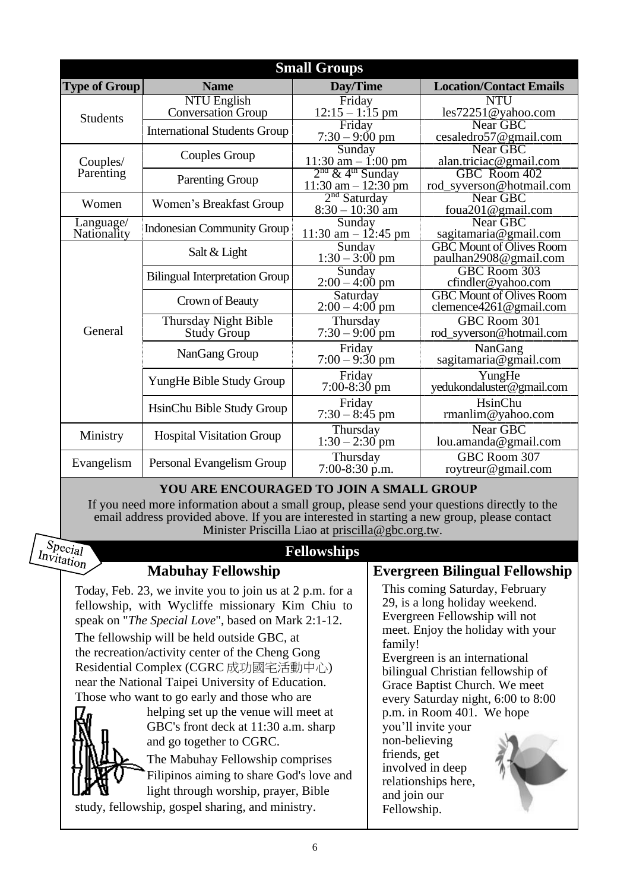## Small Groups

| Type of Group | Name | Day/Time | Location/Contact Emails |
| --- | --- | --- | --- |
| Students | NTU English Conversation Group | Friday 12:15 – 1:15 pm | NTU les72251@yahoo.com |
| | International Students Group | Friday 7:30 – 9:00 pm | Near GBC cesaledro57@gmail.com |
| Couples/ Parenting | Couples Group | Sunday 11:30 am – 1:00 pm | Near GBC alan.triciac@gmail.com |
| | Parenting Group | 2nd & 4th Sunday 11:30 am – 12:30 pm | GBC Room 402 rod_syverson@hotmail.com |
| Women | Women's Breakfast Group | 2nd Saturday 8:30 – 10:30 am | Near GBC foua201@gmail.com |
| Language/ Nationality | Indonesian Community Group | Sunday 11:30 am – 12:45 pm | Near GBC sagitamaria@gmail.com |
| General | Salt & Light | Sunday 1:30 – 3:00 pm | GBC Mount of Olives Room paulhan2908@gmail.com |
| | Bilingual Interpretation Group | Sunday 2:00 – 4:00 pm | GBC Room 303 cfindler@yahoo.com |
| | Crown of Beauty | Saturday 2:00 – 4:00 pm | GBC Mount of Olives Room clemence4261@gmail.com |
| | Thursday Night Bible Study Group | Thursday 7:30 – 9:00 pm | GBC Room 301 rod_syverson@hotmail.com |
| | NanGang Group | Friday 7:00 – 9:30 pm | NanGang sagitamaria@gmail.com |
| | YungHe Bible Study Group | Friday 7:00-8:30 pm | YungHe yedukondaluster@gmail.com |
| | HsinChu Bible Study Group | Friday 7:30 – 8:45 pm | HsinChu rmanlim@yahoo.com |
| Ministry | Hospital Visitation Group | Thursday 1:30 – 2:30 pm | Near GBC lou.amanda@gmail.com |
| Evangelism | Personal Evangelism Group | Thursday 7:00-8:30 p.m. | GBC Room 307 roytreur@gmail.com |

**YOU ARE ENCOURAGED TO JOIN A SMALL GROUP**

If you need more information about a small group, please send your questions directly to the email address provided above. If you are interested in starting a new group, please contact Minister Priscilla Liao at priscilla@gbc.org.tw.

## Fellowships

Special Invitation

### Mabuhay Fellowship

Today, Feb. 23, we invite you to join us at 2 p.m. for a fellowship, with Wycliffe missionary Kim Chiu to speak on "*The Special Love*", based on Mark 2:1-12.

The fellowship will be held outside GBC, at the recreation/activity center of the Cheng Gong Residential Complex (CGRC 成功國宅活動中心) near the National Taipei University of Education. Those who want to go early and those who are helping set up the venue will meet at GBC's front deck at 11:30 a.m. sharp and go together to CGRC.

The Mabuhay Fellowship comprises Filipinos aiming to share God's love and light through worship, prayer, Bible study, fellowship, gospel sharing, and ministry.

### Evergreen Bilingual Fellowship

This coming Saturday, February 29, is a long holiday weekend. Evergreen Fellowship will not meet. Enjoy the holiday with your family!

Evergreen is an international bilingual Christian fellowship of Grace Baptist Church. We meet every Saturday night, 6:00 to 8:00 p.m. in Room 401. We hope you'll invite your non-believing friends, get involved in deep relationships here, and join our Fellowship.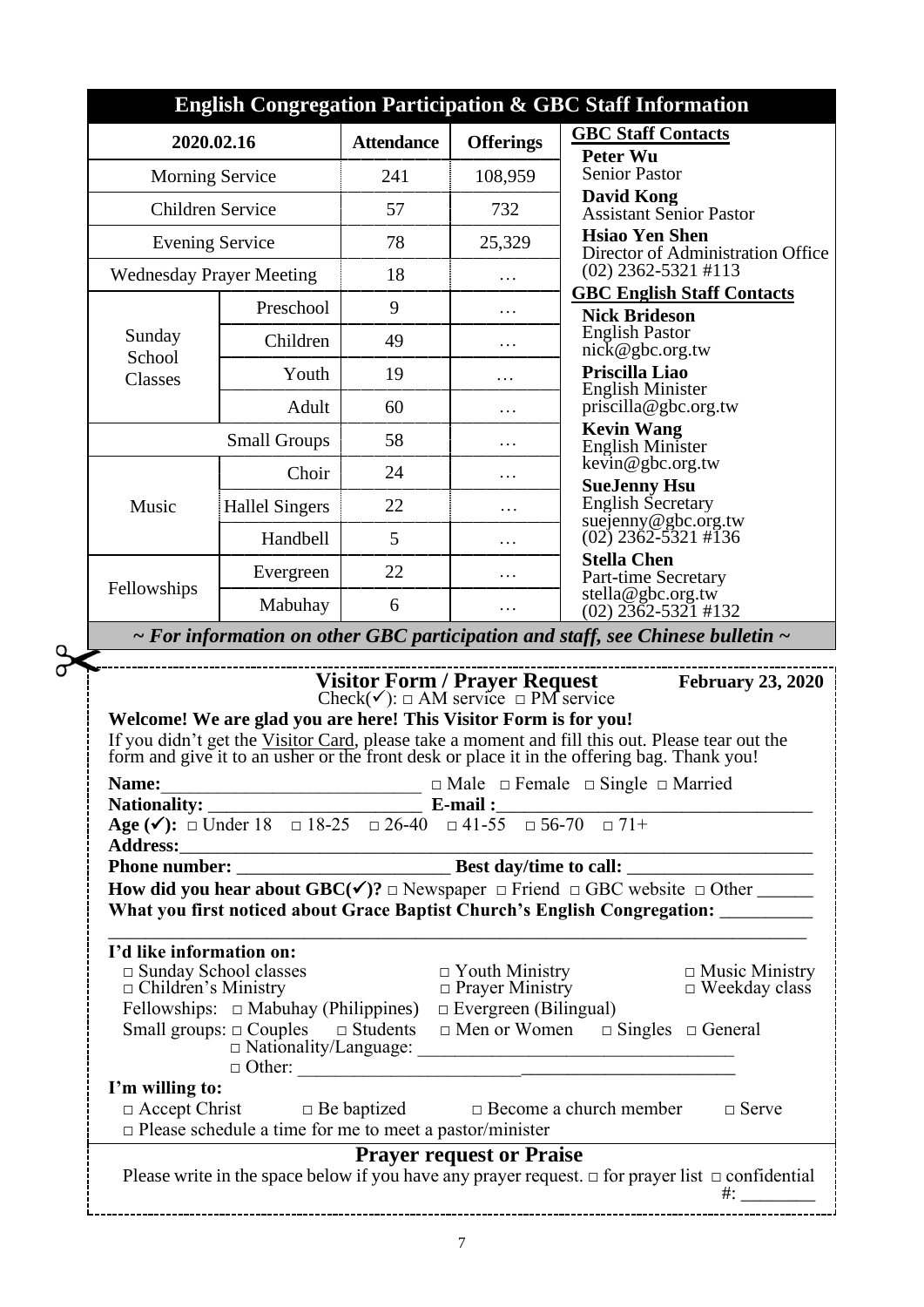## English Congregation Participation & GBC Staff Information

| 2020.02.16 | | Attendance | Offerings |
|---|---|---|---|
| Morning Service | | 241 | 108,959 |
| Children Service | | 57 | 732 |
| Evening Service | | 78 | 25,329 |
| Wednesday Prayer Meeting | | 18 | … |
| Sunday School Classes | Preschool | 9 | … |
| | Children | 49 | … |
| | Youth | 19 | … |
| | Adult | 60 | … |
| Small Groups | | 58 | … |
| Music | Choir | 24 | … |
| | Hallel Singers | 22 | … |
| | Handbell | 5 | … |
| Fellowships | Evergreen | 22 | … |
| | Mabuhay | 6 | … |

**GBC Staff Contacts**

**Peter Wu**
Senior Pastor

**David Kong**
Assistant Senior Pastor

**Hsiao Yen Shen**
Director of Administration Office
(02) 2362-5321 #113

**GBC English Staff Contacts**

**Nick Brideson**
English Pastor
nick@gbc.org.tw

**Priscilla Liao**
English Minister
priscilla@gbc.org.tw

**Kevin Wang**
English Minister
kevin@gbc.org.tw

**SueJenny Hsu**
English Secretary
suejenny@gbc.org.tw
(02) 2362-5321 #136

**Stella Chen**
Part-time Secretary
stella@gbc.org.tw
(02) 2362-5321 #132

*~ For information on other GBC participation and staff, see Chinese bulletin ~*

---

## Visitor Form / Prayer Request

**February 23, 2020**

Check(✓): □ AM service □ PM service

**Welcome! We are glad you are here! This Visitor Form is for you!**

If you didn't get the Visitor Card, please take a moment and fill this out. Please tear out the form and give it to an usher or the front desk or place it in the offering bag. Thank you!

**Name:**\_\_\_\_\_\_\_\_\_\_\_\_\_\_\_\_\_\_\_\_\_\_\_\_\_\_ □ Male □ Female □ Single □ Married

**Nationality:** \_\_\_\_\_\_\_\_\_\_\_\_\_\_\_\_\_\_\_\_\_\_\_\_\_ **E-mail :**\_\_\_\_\_\_\_\_\_\_\_\_\_\_\_\_\_\_\_\_\_\_\_\_\_\_\_\_\_\_\_

**Age (✓):** □ Under 18 □ 18-25 □ 26-40 □ 41-55 □ 56-70 □ 71+

**Address:**\_\_\_\_\_\_\_\_\_\_\_\_\_\_\_\_\_\_\_\_\_\_\_\_\_\_\_\_\_\_\_\_\_\_\_\_\_\_\_\_\_\_\_\_\_\_\_\_\_\_\_\_\_\_\_\_\_\_\_\_\_\_\_\_\_\_\_\_

**Phone number:** \_\_\_\_\_\_\_\_\_\_\_\_\_\_\_\_\_\_\_\_\_\_\_ **Best day/time to call:** \_\_\_\_\_\_\_\_\_\_\_\_\_\_\_\_\_\_\_\_

**How did you hear about GBC(✓)?** □ Newspaper □ Friend □ GBC website □ Other \_\_\_\_\_\_

**What you first noticed about Grace Baptist Church's English Congregation:** \_\_\_\_\_\_\_\_\_\_

\_\_\_\_\_\_\_\_\_\_\_\_\_\_\_\_\_\_\_\_\_\_\_\_\_\_\_\_\_\_\_\_\_\_\_\_\_\_\_\_\_\_\_\_\_\_\_\_\_\_\_\_\_\_\_\_\_\_\_\_\_\_\_\_\_\_\_\_\_\_\_\_\_\_\_\_\_\_

**I'd like information on:**

□ Sunday School classes □ Youth Ministry □ Music Ministry
□ Children's Ministry □ Prayer Ministry □ Weekday class

Fellowships: □ Mabuhay (Philippines) □ Evergreen (Bilingual)

Small groups: □ Couples □ Students □ Men or Women □ Singles □ General
□ Nationality/Language: \_\_\_\_\_\_\_\_\_\_\_\_\_\_\_\_\_\_\_\_\_\_\_\_\_\_\_\_\_\_\_\_\_\_
□ Other: \_\_\_\_\_\_\_\_\_\_\_\_\_\_\_\_\_\_\_\_\_\_\_\_\_\_\_\_\_\_\_\_\_\_\_\_\_\_\_\_\_\_\_\_\_\_

**I'm willing to:**

□ Accept Christ □ Be baptized □ Become a church member □ Serve
□ Please schedule a time for me to meet a pastor/minister

### Prayer request or Praise

Please write in the space below if you have any prayer request. □ for prayer list □ confidential

#: \_\_\_\_\_\_\_\_